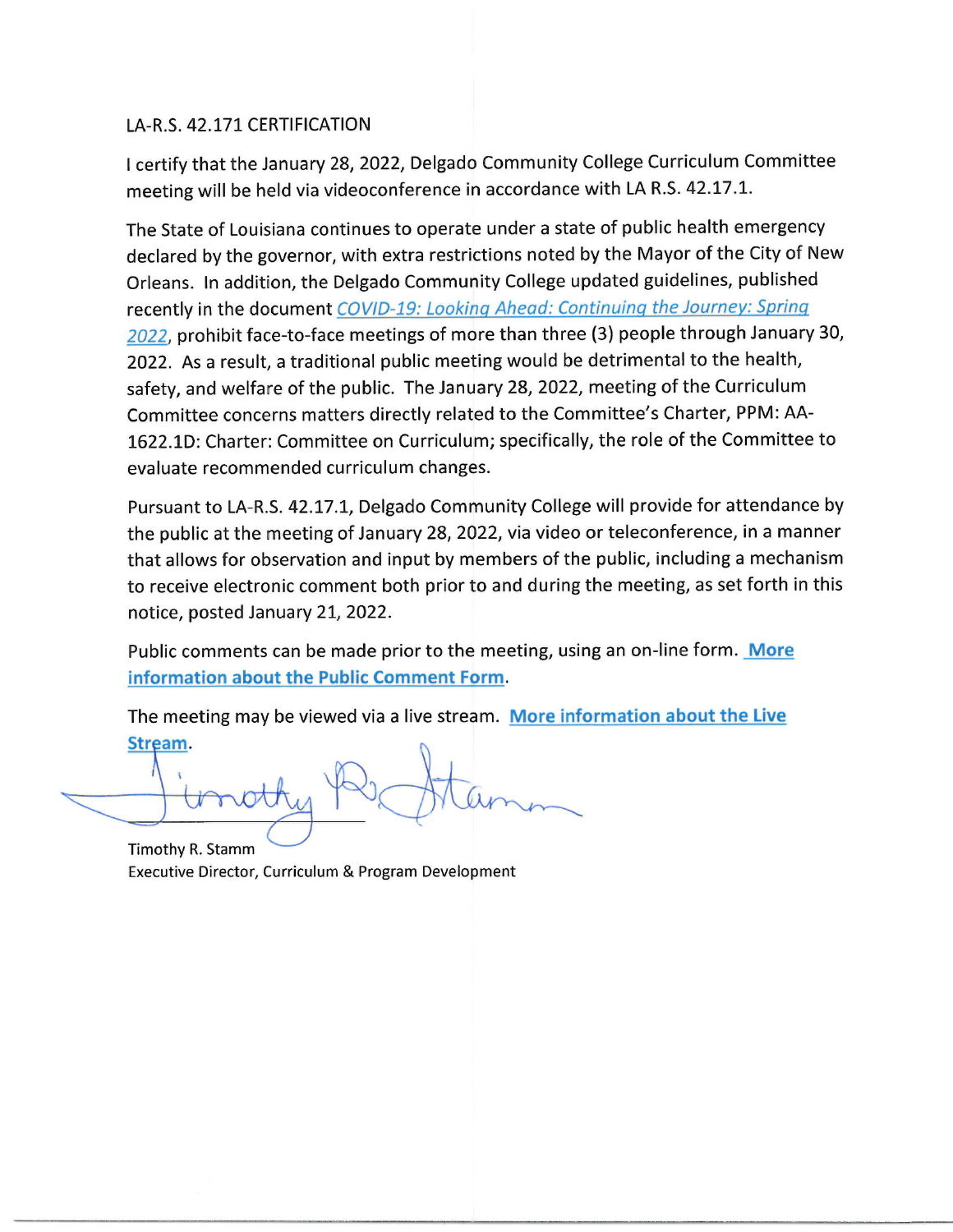LA-R.S. 42.171 CERTIFICATION

I certify that the January 28, 2022, Delgado Community College Curriculum Committee meeting will be held via videoconference in accordance with LA R.S. 42.17.1.

The State of Louisiana continues to operate under a state of public health emergency declared by the governor, with extra restrictions noted by the Mayor of the City of New Orleans. In addition, the Delgado Community College updated guidelines, published recently in the document *COVID-19: Looking Ahead: Continuing the Journey: Spring 2022*, prohibit face-to-face meetings of more than three (3) people through January 30, 2022. As a result, a traditional public meeting would be detrimental to the health, safety, and welfare of the public. The January 28, 2022, meeting of the Curriculum Committee concerns matters directly related to the Committee's Charter, PPM: AA-1622.1D: Charter: Committee on Curriculum; specifically, the role of the Committee to evaluate recommended curriculum changes.

Pursuant to LA-R.S. 42.17.1, Delgado Community College will provide for attendance by the public at the meeting of January 28, 2022, via video or teleconference, in a manner that allows for observation and input by members of the public, including a mechanism to receive electronic comment both prior to and during the meeting, as set forth in this notice, posted January 21, 2022.

Public comments can be made prior to the meeting, using an on-line form. **More information about the Public Comment Form**.

The meeting may be viewed via a live stream. **More information about the Live Stream**.

Timothy R. Stamm
Executive Director, Curriculum & Program Development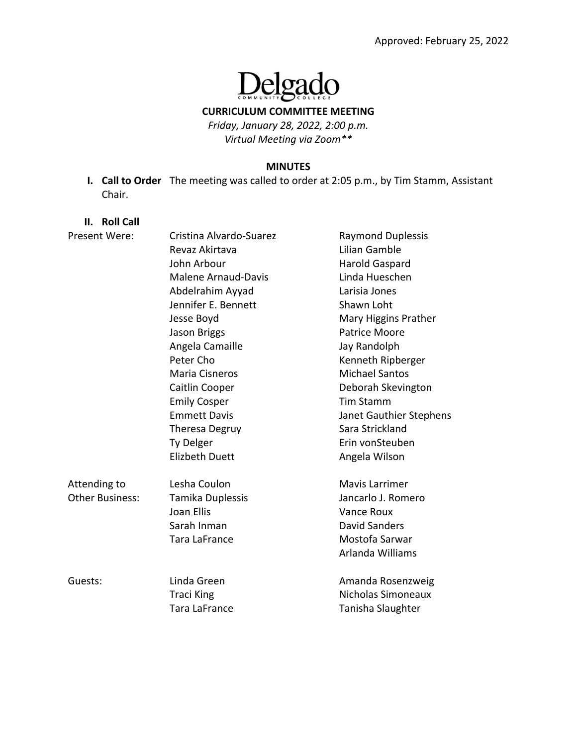Approved: February 25, 2022

Delgado Community College

**CURRICULUM COMMITTEE MEETING**

*Friday, January 28, 2022, 2:00 p.m.*

*Virtual Meeting via Zoom\*\**

**MINUTES**

**I. Call to Order** The meeting was called to order at 2:05 p.m., by Tim Stamm, Assistant Chair.

**II. Roll Call**

| | | |
|---|---|---|
| Present Were: | Cristina Alvardo-Suarez | Raymond Duplessis |
| | Revaz Akirtava | Lilian Gamble |
| | John Arbour | Harold Gaspard |
| | Malene Arnaud-Davis | Linda Hueschen |
| | Abdelrahim Ayyad | Larisia Jones |
| | Jennifer E. Bennett | Shawn Loht |
| | Jesse Boyd | Mary Higgins Prather |
| | Jason Briggs | Patrice Moore |
| | Angela Camaille | Jay Randolph |
| | Peter Cho | Kenneth Ripberger |
| | Maria Cisneros | Michael Santos |
| | Caitlin Cooper | Deborah Skevington |
| | Emily Cosper | Tim Stamm |
| | Emmett Davis | Janet Gauthier Stephens |
| | Theresa Degruy | Sara Strickland |
| | Ty Delger | Erin vonSteuben |
| | Elizbeth Duett | Angela Wilson |
| Attending to Other Business: | Lesha Coulon | Mavis Larrimer |
| | Tamika Duplessis | Jancarlo J. Romero |
| | Joan Ellis | Vance Roux |
| | Sarah Inman | David Sanders |
| | Tara LaFrance | Mostofa Sarwar |
| | | Arlanda Williams |
| Guests: | Linda Green | Amanda Rosenzweig |
| | Traci King | Nicholas Simoneaux |
| | Tara LaFrance | Tanisha Slaughter |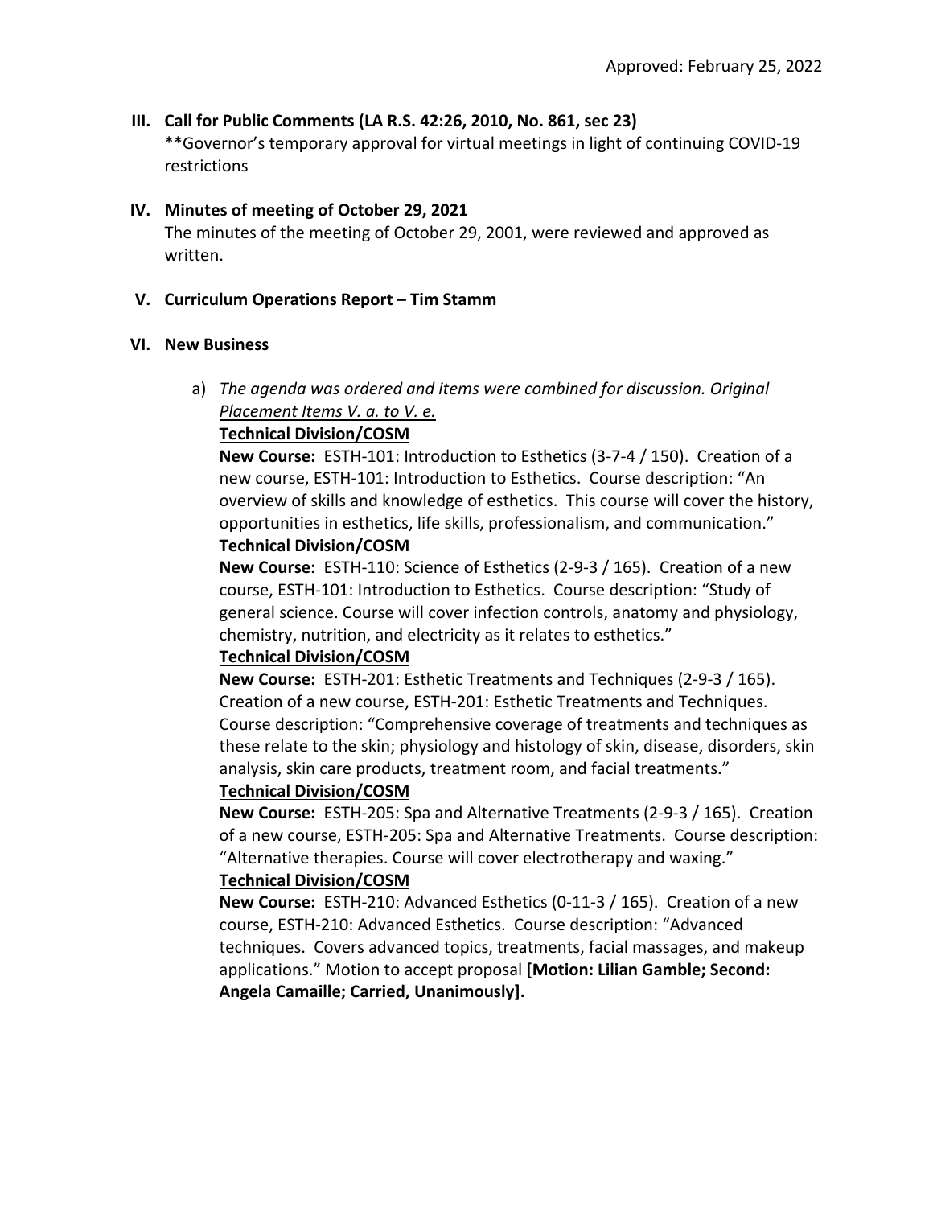Approved: February 25, 2022

## III. Call for Public Comments (LA R.S. 42:26, 2010, No. 861, sec 23)

**Governor's temporary approval for virtual meetings in light of continuing COVID-19 restrictions

## IV. Minutes of meeting of October 29, 2021

The minutes of the meeting of October 29, 2001, were reviewed and approved as written.

## V. Curriculum Operations Report – Tim Stamm

## VI. New Business

a) _The agenda was ordered and items were combined for discussion. Original Placement Items V. a. to V. e._

**Technical Division/COSM**

**New Course:** ESTH-101: Introduction to Esthetics (3-7-4 / 150). Creation of a new course, ESTH-101: Introduction to Esthetics. Course description: "An overview of skills and knowledge of esthetics. This course will cover the history, opportunities in esthetics, life skills, professionalism, and communication."

**Technical Division/COSM**

**New Course:** ESTH-110: Science of Esthetics (2-9-3 / 165). Creation of a new course, ESTH-101: Introduction to Esthetics. Course description: "Study of general science. Course will cover infection controls, anatomy and physiology, chemistry, nutrition, and electricity as it relates to esthetics."

**Technical Division/COSM**

**New Course:** ESTH-201: Esthetic Treatments and Techniques (2-9-3 / 165). Creation of a new course, ESTH-201: Esthetic Treatments and Techniques. Course description: "Comprehensive coverage of treatments and techniques as these relate to the skin; physiology and histology of skin, disease, disorders, skin analysis, skin care products, treatment room, and facial treatments."

**Technical Division/COSM**

**New Course:** ESTH-205: Spa and Alternative Treatments (2-9-3 / 165). Creation of a new course, ESTH-205: Spa and Alternative Treatments. Course description: "Alternative therapies. Course will cover electrotherapy and waxing."

**Technical Division/COSM**

**New Course:** ESTH-210: Advanced Esthetics (0-11-3 / 165). Creation of a new course, ESTH-210: Advanced Esthetics. Course description: "Advanced techniques. Covers advanced topics, treatments, facial massages, and makeup applications." Motion to accept proposal **[Motion: Lilian Gamble; Second: Angela Camaille; Carried, Unanimously].**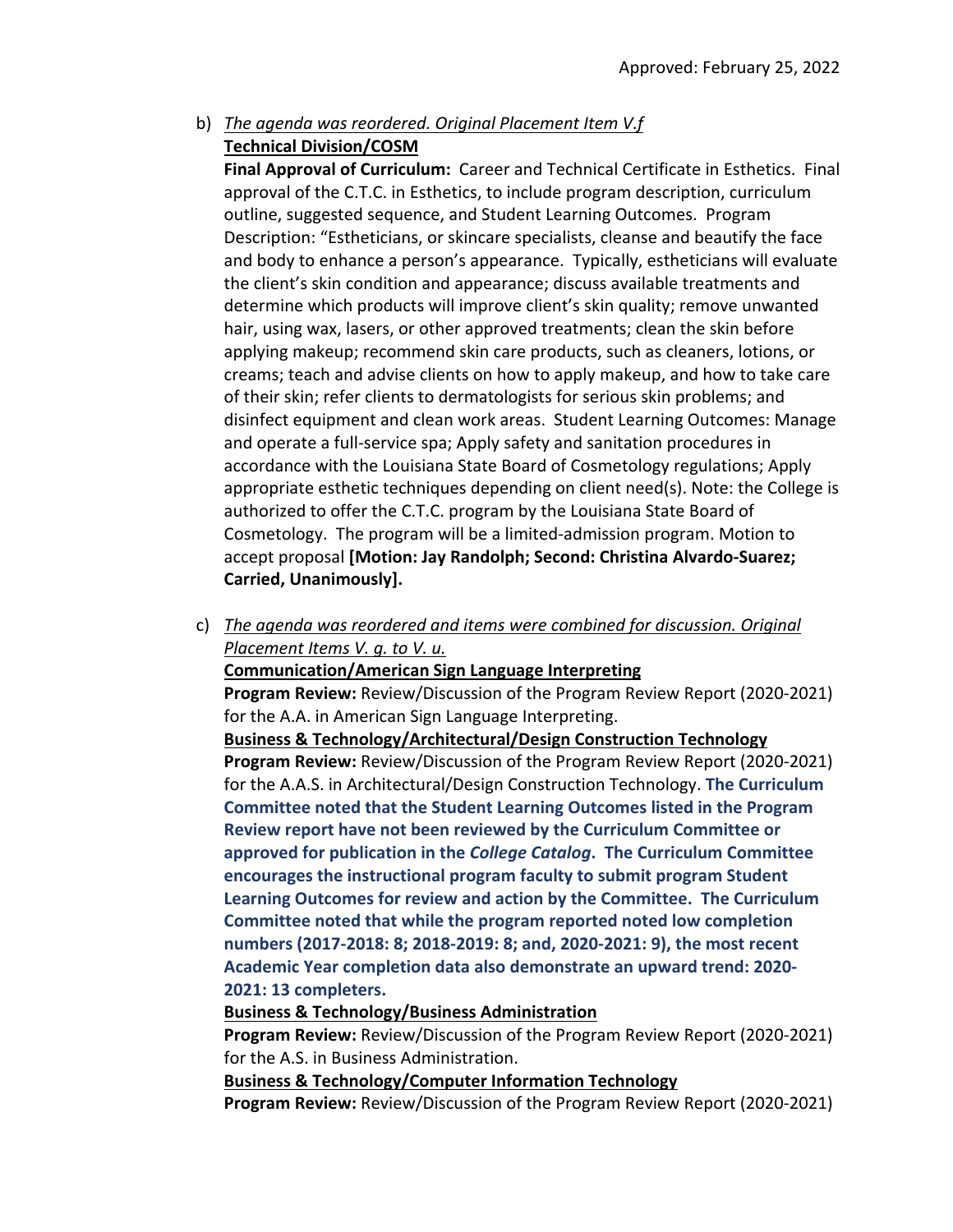Approved: February 25, 2022

b) <u>*The agenda was reordered. Original Placement Item V.f*</u>
**<u>Technical Division/COSM</u>**
**Final Approval of Curriculum:** Career and Technical Certificate in Esthetics. Final approval of the C.T.C. in Esthetics, to include program description, curriculum outline, suggested sequence, and Student Learning Outcomes. Program Description: "Estheticians, or skincare specialists, cleanse and beautify the face and body to enhance a person's appearance. Typically, estheticians will evaluate the client's skin condition and appearance; discuss available treatments and determine which products will improve client's skin quality; remove unwanted hair, using wax, lasers, or other approved treatments; clean the skin before applying makeup; recommend skin care products, such as cleaners, lotions, or creams; teach and advise clients on how to apply makeup, and how to take care of their skin; refer clients to dermatologists for serious skin problems; and disinfect equipment and clean work areas. Student Learning Outcomes: Manage and operate a full-service spa; Apply safety and sanitation procedures in accordance with the Louisiana State Board of Cosmetology regulations; Apply appropriate esthetic techniques depending on client need(s). Note: the College is authorized to offer the C.T.C. program by the Louisiana State Board of Cosmetology. The program will be a limited-admission program. Motion to accept proposal **[Motion: Jay Randolph; Second: Christina Alvardo-Suarez; Carried, Unanimously].**

c) <u>*The agenda was reordered and items were combined for discussion. Original Placement Items V. g. to V. u.*</u>
**<u>Communication/American Sign Language Interpreting</u>**
**Program Review:** Review/Discussion of the Program Review Report (2020-2021) for the A.A. in American Sign Language Interpreting.
**<u>Business & Technology/Architectural/Design Construction Technology</u>**
**Program Review:** Review/Discussion of the Program Review Report (2020-2021) for the A.A.S. in Architectural/Design Construction Technology. **The Curriculum Committee noted that the Student Learning Outcomes listed in the Program Review report have not been reviewed by the Curriculum Committee or approved for publication in the *College Catalog*. The Curriculum Committee encourages the instructional program faculty to submit program Student Learning Outcomes for review and action by the Committee. The Curriculum Committee noted that while the program reported noted low completion numbers (2017-2018: 8; 2018-2019: 8; and, 2020-2021: 9), the most recent Academic Year completion data also demonstrate an upward trend: 2020-2021: 13 completers.**
**<u>Business & Technology/Business Administration</u>**
**Program Review:** Review/Discussion of the Program Review Report (2020-2021) for the A.S. in Business Administration.
**<u>Business & Technology/Computer Information Technology</u>**
**Program Review:** Review/Discussion of the Program Review Report (2020-2021)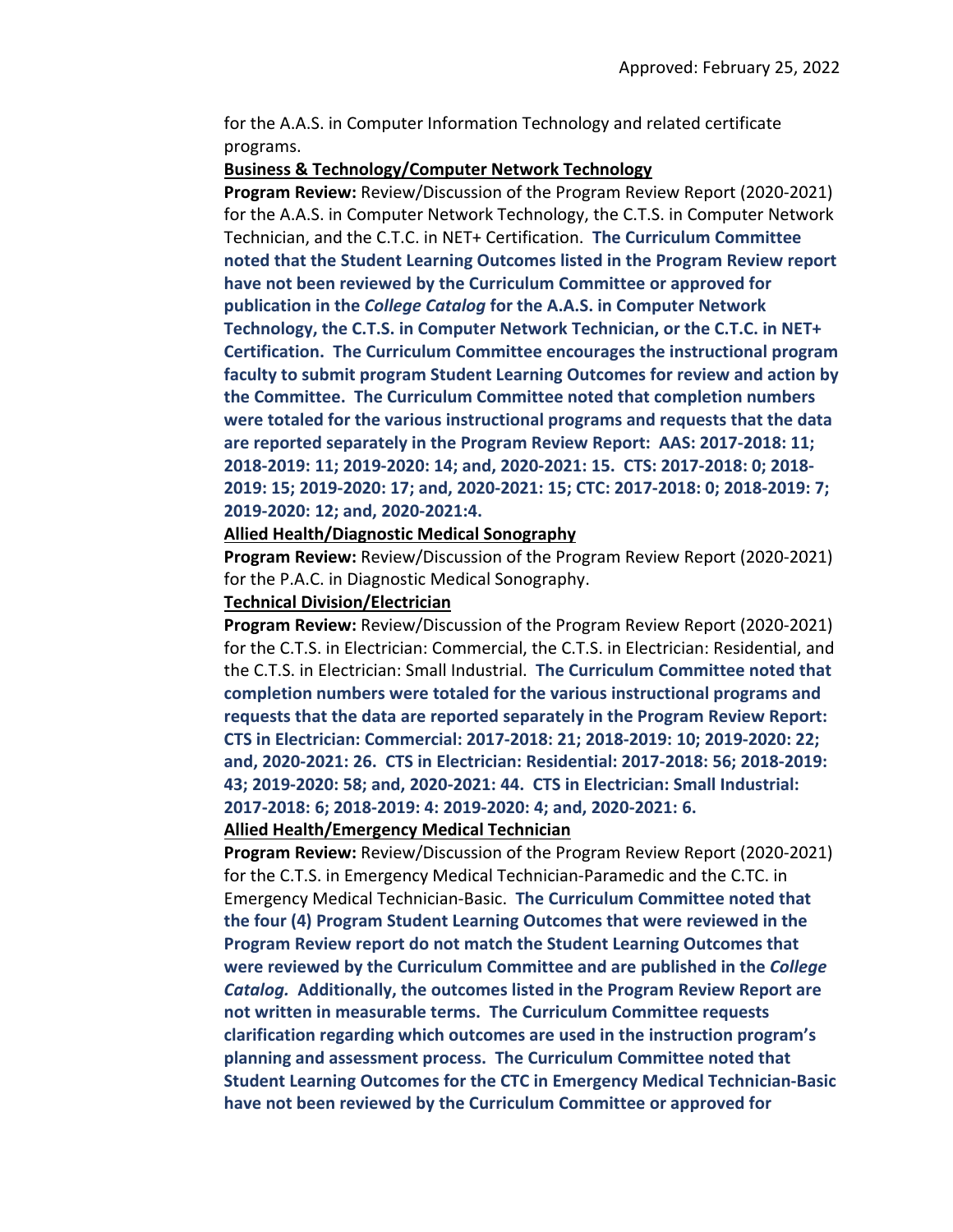for the A.A.S. in Computer Information Technology and related certificate programs.

**Business & Technology/Computer Network Technology**

**Program Review:** Review/Discussion of the Program Review Report (2020-2021) for the A.A.S. in Computer Network Technology, the C.T.S. in Computer Network Technician, and the C.T.C. in NET+ Certification. **The Curriculum Committee noted that the Student Learning Outcomes listed in the Program Review report have not been reviewed by the Curriculum Committee or approved for publication in the *College Catalog* for the A.A.S. in Computer Network Technology, the C.T.S. in Computer Network Technician, or the C.T.C. in NET+ Certification. The Curriculum Committee encourages the instructional program faculty to submit program Student Learning Outcomes for review and action by the Committee. The Curriculum Committee noted that completion numbers were totaled for the various instructional programs and requests that the data are reported separately in the Program Review Report: AAS: 2017-2018: 11; 2018-2019: 11; 2019-2020: 14; and, 2020-2021: 15. CTS: 2017-2018: 0; 2018-2019: 15; 2019-2020: 17; and, 2020-2021: 15; CTC: 2017-2018: 0; 2018-2019: 7; 2019-2020: 12; and, 2020-2021:4.**

**Allied Health/Diagnostic Medical Sonography**

**Program Review:** Review/Discussion of the Program Review Report (2020-2021) for the P.A.C. in Diagnostic Medical Sonography.

**Technical Division/Electrician**

**Program Review:** Review/Discussion of the Program Review Report (2020-2021) for the C.T.S. in Electrician: Commercial, the C.T.S. in Electrician: Residential, and the C.T.S. in Electrician: Small Industrial. **The Curriculum Committee noted that completion numbers were totaled for the various instructional programs and requests that the data are reported separately in the Program Review Report: CTS in Electrician: Commercial: 2017-2018: 21; 2018-2019: 10; 2019-2020: 22; and, 2020-2021: 26. CTS in Electrician: Residential: 2017-2018: 56; 2018-2019: 43; 2019-2020: 58; and, 2020-2021: 44. CTS in Electrician: Small Industrial: 2017-2018: 6; 2018-2019: 4: 2019-2020: 4; and, 2020-2021: 6.**

**Allied Health/Emergency Medical Technician**

**Program Review:** Review/Discussion of the Program Review Report (2020-2021) for the C.T.S. in Emergency Medical Technician-Paramedic and the C.TC. in Emergency Medical Technician-Basic. **The Curriculum Committee noted that the four (4) Program Student Learning Outcomes that were reviewed in the Program Review report do not match the Student Learning Outcomes that were reviewed by the Curriculum Committee and are published in the *College Catalog.* Additionally, the outcomes listed in the Program Review Report are not written in measurable terms. The Curriculum Committee requests clarification regarding which outcomes are used in the instruction program's planning and assessment process. The Curriculum Committee noted that Student Learning Outcomes for the CTC in Emergency Medical Technician-Basic have not been reviewed by the Curriculum Committee or approved for**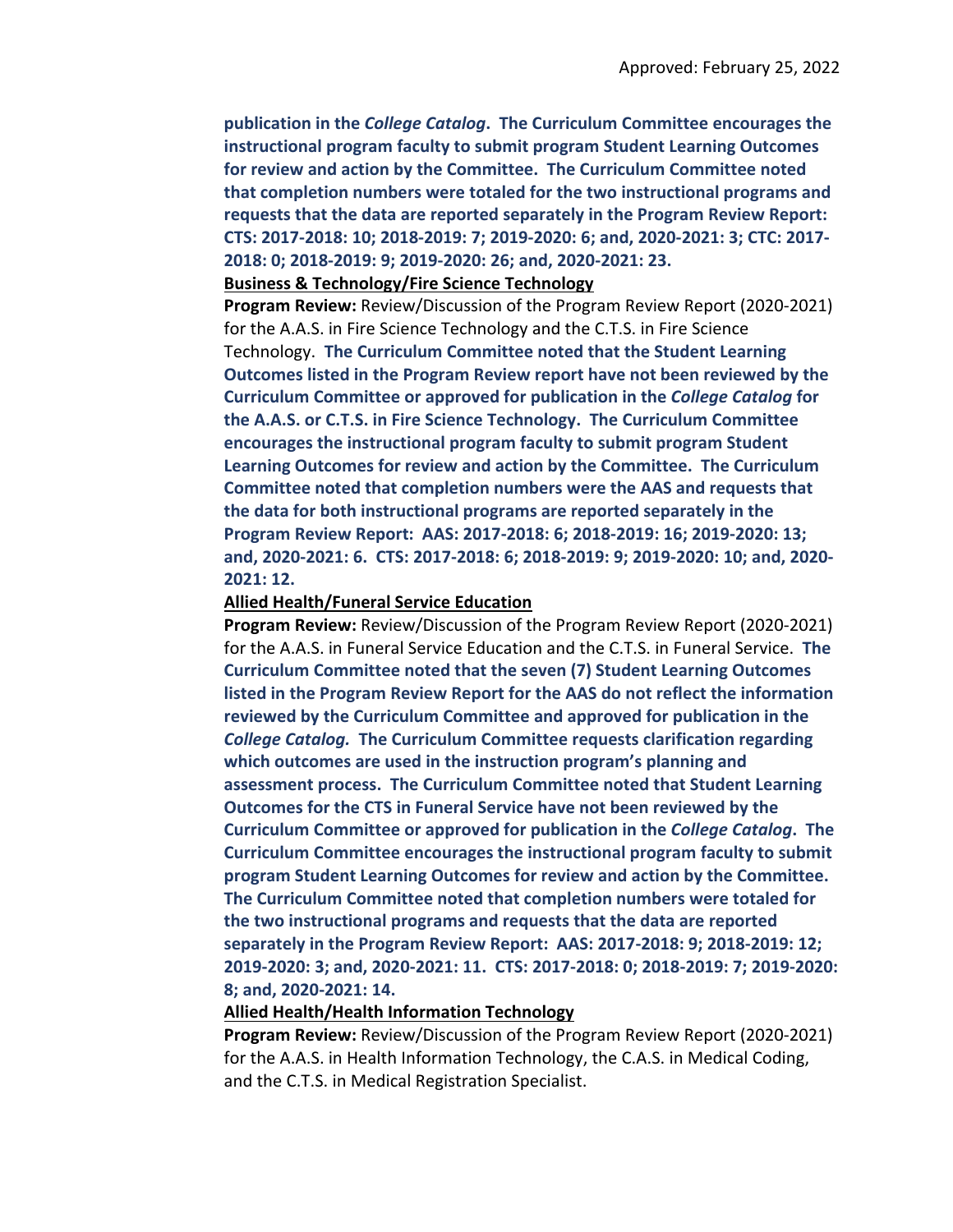**publication in the *College Catalog*. The Curriculum Committee encourages the instructional program faculty to submit program Student Learning Outcomes for review and action by the Committee. The Curriculum Committee noted that completion numbers were totaled for the two instructional programs and requests that the data are reported separately in the Program Review Report: CTS: 2017-2018: 10; 2018-2019: 7; 2019-2020: 6; and, 2020-2021: 3; CTC: 2017-2018: 0; 2018-2019: 9; 2019-2020: 26; and, 2020-2021: 23.**

**Business & Technology/Fire Science Technology**

**Program Review:** Review/Discussion of the Program Review Report (2020-2021) for the A.A.S. in Fire Science Technology and the C.T.S. in Fire Science Technology. **The Curriculum Committee noted that the Student Learning Outcomes listed in the Program Review report have not been reviewed by the Curriculum Committee or approved for publication in the *College Catalog* for the A.A.S. or C.T.S. in Fire Science Technology. The Curriculum Committee encourages the instructional program faculty to submit program Student Learning Outcomes for review and action by the Committee. The Curriculum Committee noted that completion numbers were the AAS and requests that the data for both instructional programs are reported separately in the Program Review Report: AAS: 2017-2018: 6; 2018-2019: 16; 2019-2020: 13; and, 2020-2021: 6. CTS: 2017-2018: 6; 2018-2019: 9; 2019-2020: 10; and, 2020-2021: 12.**

**Allied Health/Funeral Service Education**

**Program Review:** Review/Discussion of the Program Review Report (2020-2021) for the A.A.S. in Funeral Service Education and the C.T.S. in Funeral Service. **The Curriculum Committee noted that the seven (7) Student Learning Outcomes listed in the Program Review Report for the AAS do not reflect the information reviewed by the Curriculum Committee and approved for publication in the *College Catalog.* The Curriculum Committee requests clarification regarding which outcomes are used in the instruction program's planning and assessment process. The Curriculum Committee noted that Student Learning Outcomes for the CTS in Funeral Service have not been reviewed by the Curriculum Committee or approved for publication in the *College Catalog*. The Curriculum Committee encourages the instructional program faculty to submit program Student Learning Outcomes for review and action by the Committee. The Curriculum Committee noted that completion numbers were totaled for the two instructional programs and requests that the data are reported separately in the Program Review Report: AAS: 2017-2018: 9; 2018-2019: 12; 2019-2020: 3; and, 2020-2021: 11. CTS: 2017-2018: 0; 2018-2019: 7; 2019-2020: 8; and, 2020-2021: 14.**

**Allied Health/Health Information Technology**

**Program Review:** Review/Discussion of the Program Review Report (2020-2021) for the A.A.S. in Health Information Technology, the C.A.S. in Medical Coding, and the C.T.S. in Medical Registration Specialist.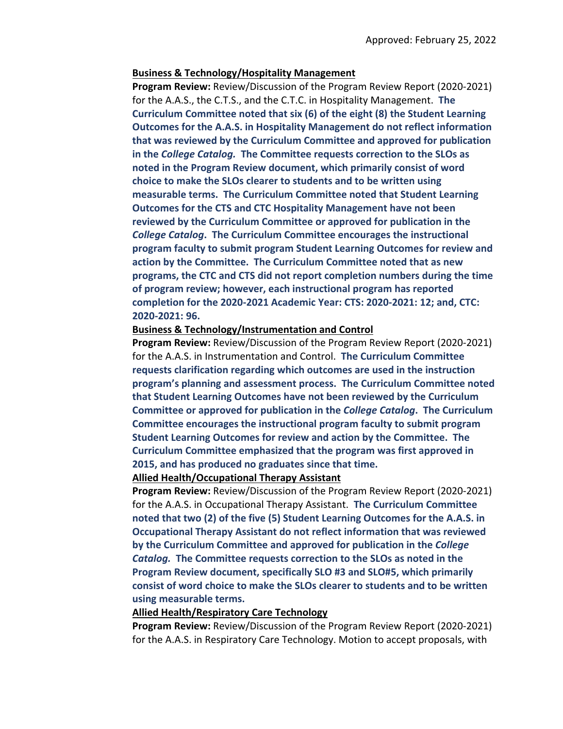Approved: February 25, 2022

**Business & Technology/Hospitality Management**

**Program Review:** Review/Discussion of the Program Review Report (2020-2021) for the A.A.S., the C.T.S., and the C.T.C. in Hospitality Management. **The Curriculum Committee noted that six (6) of the eight (8) the Student Learning Outcomes for the A.A.S. in Hospitality Management do not reflect information that was reviewed by the Curriculum Committee and approved for publication in the *College Catalog.* The Committee requests correction to the SLOs as noted in the Program Review document, which primarily consist of word choice to make the SLOs clearer to students and to be written using measurable terms. The Curriculum Committee noted that Student Learning Outcomes for the CTS and CTC Hospitality Management have not been reviewed by the Curriculum Committee or approved for publication in the *College Catalog*. The Curriculum Committee encourages the instructional program faculty to submit program Student Learning Outcomes for review and action by the Committee. The Curriculum Committee noted that as new programs, the CTC and CTS did not report completion numbers during the time of program review; however, each instructional program has reported completion for the 2020-2021 Academic Year: CTS: 2020-2021: 12; and, CTC: 2020-2021: 96.**

**Business & Technology/Instrumentation and Control**

**Program Review:** Review/Discussion of the Program Review Report (2020-2021) for the A.A.S. in Instrumentation and Control. **The Curriculum Committee requests clarification regarding which outcomes are used in the instruction program's planning and assessment process. The Curriculum Committee noted that Student Learning Outcomes have not been reviewed by the Curriculum Committee or approved for publication in the *College Catalog*. The Curriculum Committee encourages the instructional program faculty to submit program Student Learning Outcomes for review and action by the Committee. The Curriculum Committee emphasized that the program was first approved in 2015, and has produced no graduates since that time.**

**Allied Health/Occupational Therapy Assistant**

**Program Review:** Review/Discussion of the Program Review Report (2020-2021) for the A.A.S. in Occupational Therapy Assistant. **The Curriculum Committee noted that two (2) of the five (5) Student Learning Outcomes for the A.A.S. in Occupational Therapy Assistant do not reflect information that was reviewed by the Curriculum Committee and approved for publication in the *College Catalog.* The Committee requests correction to the SLOs as noted in the Program Review document, specifically SLO #3 and SLO#5, which primarily consist of word choice to make the SLOs clearer to students and to be written using measurable terms.**

**Allied Health/Respiratory Care Technology**

**Program Review:** Review/Discussion of the Program Review Report (2020-2021) for the A.A.S. in Respiratory Care Technology. Motion to accept proposals, with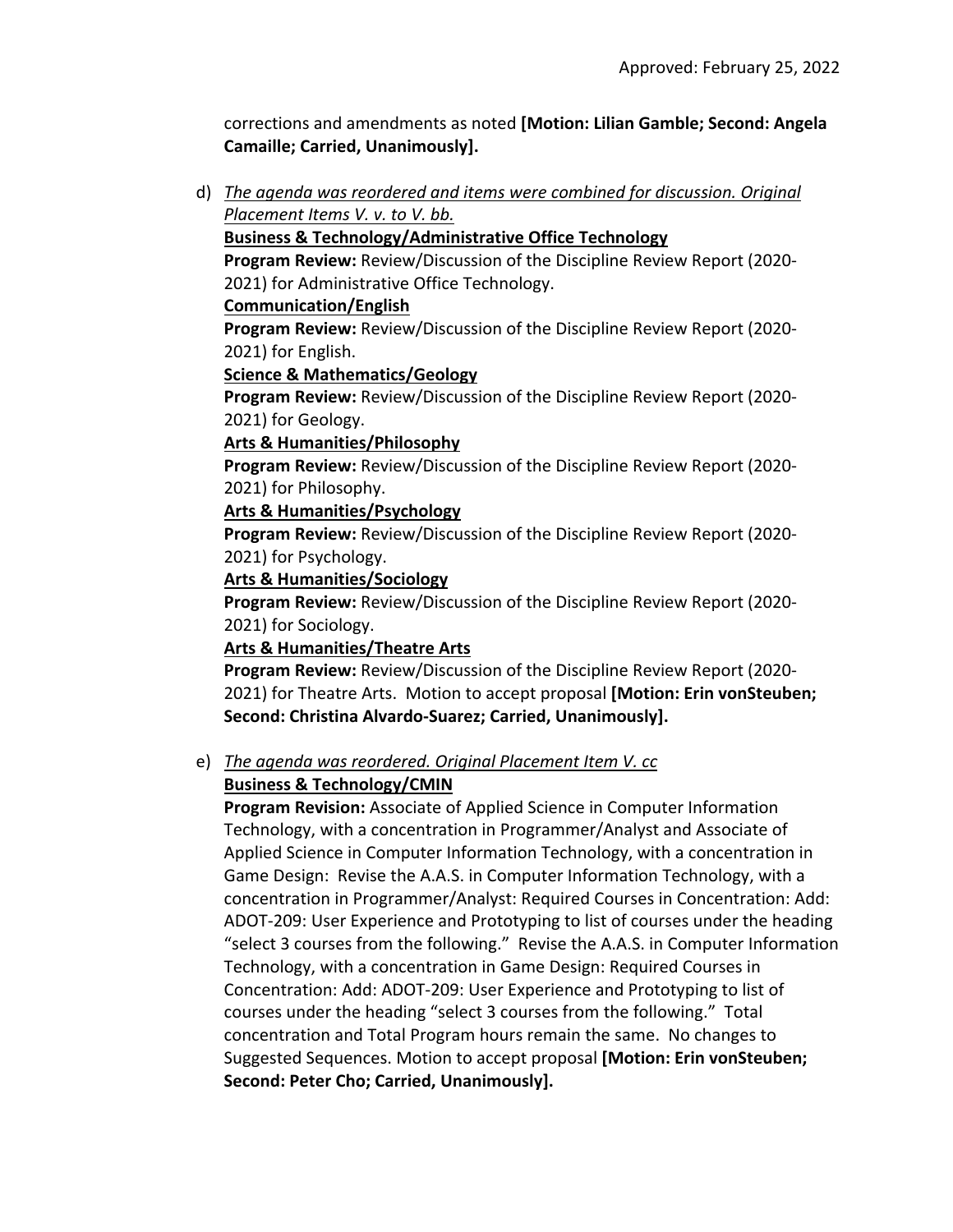corrections and amendments as noted **[Motion: Lilian Gamble; Second: Angela Camaille; Carried, Unanimously].**

d) *The agenda was reordered and items were combined for discussion. Original Placement Items V. v. to V. bb.*

**Business & Technology/Administrative Office Technology**

**Program Review:** Review/Discussion of the Discipline Review Report (2020-2021) for Administrative Office Technology.

**Communication/English**

**Program Review:** Review/Discussion of the Discipline Review Report (2020-2021) for English.

**Science & Mathematics/Geology**

**Program Review:** Review/Discussion of the Discipline Review Report (2020-2021) for Geology.

**Arts & Humanities/Philosophy**

**Program Review:** Review/Discussion of the Discipline Review Report (2020-2021) for Philosophy.

**Arts & Humanities/Psychology**

**Program Review:** Review/Discussion of the Discipline Review Report (2020-2021) for Psychology.

**Arts & Humanities/Sociology**

**Program Review:** Review/Discussion of the Discipline Review Report (2020-2021) for Sociology.

**Arts & Humanities/Theatre Arts**

**Program Review:** Review/Discussion of the Discipline Review Report (2020-2021) for Theatre Arts. Motion to accept proposal **[Motion: Erin vonSteuben; Second: Christina Alvardo-Suarez; Carried, Unanimously].**

e) *The agenda was reordered. Original Placement Item V. cc*

**Business & Technology/CMIN**

**Program Revision:** Associate of Applied Science in Computer Information Technology, with a concentration in Programmer/Analyst and Associate of Applied Science in Computer Information Technology, with a concentration in Game Design: Revise the A.A.S. in Computer Information Technology, with a concentration in Programmer/Analyst: Required Courses in Concentration: Add: ADOT-209: User Experience and Prototyping to list of courses under the heading "select 3 courses from the following." Revise the A.A.S. in Computer Information Technology, with a concentration in Game Design: Required Courses in Concentration: Add: ADOT-209: User Experience and Prototyping to list of courses under the heading "select 3 courses from the following." Total concentration and Total Program hours remain the same. No changes to Suggested Sequences. Motion to accept proposal **[Motion: Erin vonSteuben; Second: Peter Cho; Carried, Unanimously].**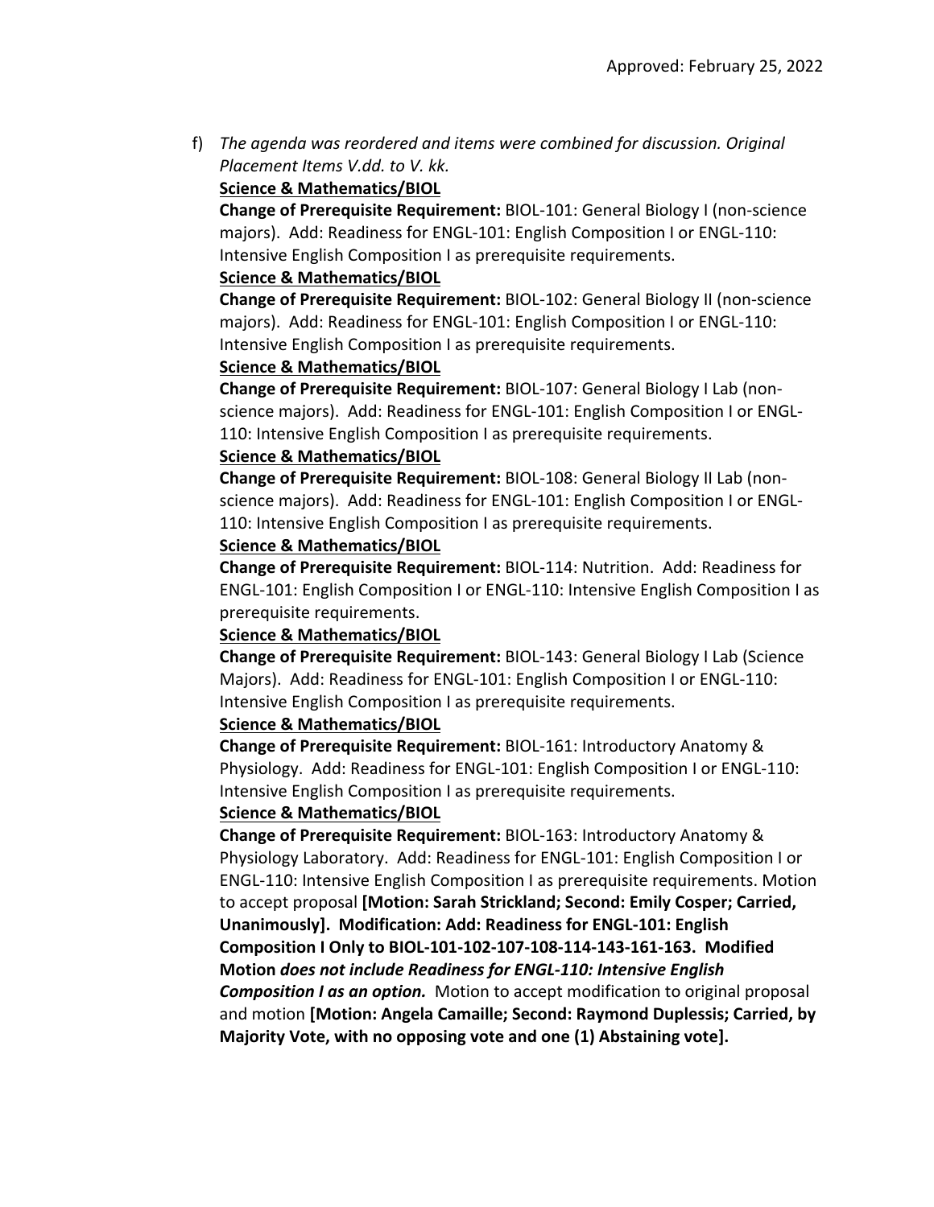Approved: February 25, 2022

f) *The agenda was reordered and items were combined for discussion. Original Placement Items V.dd. to V. kk.*

**<u>Science & Mathematics/BIOL</u>**

**Change of Prerequisite Requirement:** BIOL-101: General Biology I (non-science majors). Add: Readiness for ENGL-101: English Composition I or ENGL-110: Intensive English Composition I as prerequisite requirements.

**<u>Science & Mathematics/BIOL</u>**

**Change of Prerequisite Requirement:** BIOL-102: General Biology II (non-science majors). Add: Readiness for ENGL-101: English Composition I or ENGL-110: Intensive English Composition I as prerequisite requirements.

**<u>Science & Mathematics/BIOL</u>**

**Change of Prerequisite Requirement:** BIOL-107: General Biology I Lab (non-science majors). Add: Readiness for ENGL-101: English Composition I or ENGL-110: Intensive English Composition I as prerequisite requirements.

**<u>Science & Mathematics/BIOL</u>**

**Change of Prerequisite Requirement:** BIOL-108: General Biology II Lab (non-science majors). Add: Readiness for ENGL-101: English Composition I or ENGL-110: Intensive English Composition I as prerequisite requirements.

**<u>Science & Mathematics/BIOL</u>**

**Change of Prerequisite Requirement:** BIOL-114: Nutrition. Add: Readiness for ENGL-101: English Composition I or ENGL-110: Intensive English Composition I as prerequisite requirements.

**<u>Science & Mathematics/BIOL</u>**

**Change of Prerequisite Requirement:** BIOL-143: General Biology I Lab (Science Majors). Add: Readiness for ENGL-101: English Composition I or ENGL-110: Intensive English Composition I as prerequisite requirements.

**<u>Science & Mathematics/BIOL</u>**

**Change of Prerequisite Requirement:** BIOL-161: Introductory Anatomy & Physiology. Add: Readiness for ENGL-101: English Composition I or ENGL-110: Intensive English Composition I as prerequisite requirements.

**<u>Science & Mathematics/BIOL</u>**

**Change of Prerequisite Requirement:** BIOL-163: Introductory Anatomy & Physiology Laboratory. Add: Readiness for ENGL-101: English Composition I or ENGL-110: Intensive English Composition I as prerequisite requirements. Motion to accept proposal **[Motion: Sarah Strickland; Second: Emily Cosper; Carried, Unanimously]. Modification: Add: Readiness for ENGL-101: English Composition I Only to BIOL-101-102-107-108-114-143-161-163. Modified Motion *does not include Readiness for ENGL-110: Intensive English Composition I as an option.*** Motion to accept modification to original proposal and motion **[Motion: Angela Camaille; Second: Raymond Duplessis; Carried, by Majority Vote, with no opposing vote and one (1) Abstaining vote].**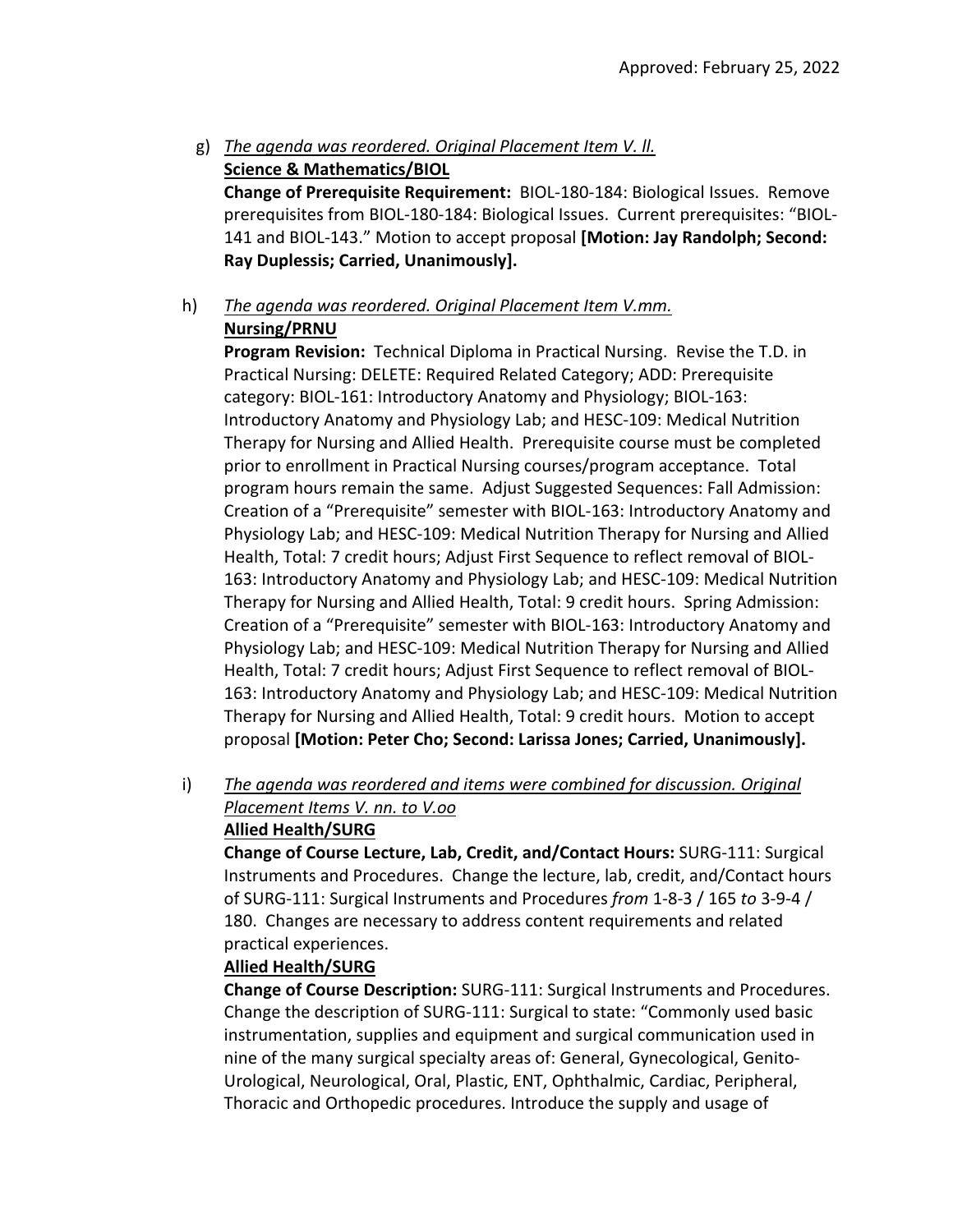Approved: February 25, 2022

g) *The agenda was reordered. Original Placement Item V. ll.*
   **Science & Mathematics/BIOL**
   **Change of Prerequisite Requirement:** BIOL-180-184: Biological Issues. Remove prerequisites from BIOL-180-184: Biological Issues. Current prerequisites: "BIOL-141 and BIOL-143." Motion to accept proposal **[Motion: Jay Randolph; Second: Ray Duplessis; Carried, Unanimously].**

h) *The agenda was reordered. Original Placement Item V.mm.*
   **Nursing/PRNU**
   **Program Revision:** Technical Diploma in Practical Nursing. Revise the T.D. in Practical Nursing: DELETE: Required Related Category; ADD: Prerequisite category: BIOL-161: Introductory Anatomy and Physiology; BIOL-163: Introductory Anatomy and Physiology Lab; and HESC-109: Medical Nutrition Therapy for Nursing and Allied Health. Prerequisite course must be completed prior to enrollment in Practical Nursing courses/program acceptance. Total program hours remain the same. Adjust Suggested Sequences: Fall Admission: Creation of a "Prerequisite" semester with BIOL-163: Introductory Anatomy and Physiology Lab; and HESC-109: Medical Nutrition Therapy for Nursing and Allied Health, Total: 7 credit hours; Adjust First Sequence to reflect removal of BIOL-163: Introductory Anatomy and Physiology Lab; and HESC-109: Medical Nutrition Therapy for Nursing and Allied Health, Total: 9 credit hours. Spring Admission: Creation of a "Prerequisite" semester with BIOL-163: Introductory Anatomy and Physiology Lab; and HESC-109: Medical Nutrition Therapy for Nursing and Allied Health, Total: 7 credit hours; Adjust First Sequence to reflect removal of BIOL-163: Introductory Anatomy and Physiology Lab; and HESC-109: Medical Nutrition Therapy for Nursing and Allied Health, Total: 9 credit hours. Motion to accept proposal **[Motion: Peter Cho; Second: Larissa Jones; Carried, Unanimously].**

i) *The agenda was reordered and items were combined for discussion. Original Placement Items V. nn. to V.oo*
   **Allied Health/SURG**
   **Change of Course Lecture, Lab, Credit, and/Contact Hours:** SURG-111: Surgical Instruments and Procedures. Change the lecture, lab, credit, and/Contact hours of SURG-111: Surgical Instruments and Procedures *from* 1-8-3 / 165 *to* 3-9-4 / 180. Changes are necessary to address content requirements and related practical experiences.
   **Allied Health/SURG**
   **Change of Course Description:** SURG-111: Surgical Instruments and Procedures. Change the description of SURG-111: Surgical to state: "Commonly used basic instrumentation, supplies and equipment and surgical communication used in nine of the many surgical specialty areas of: General, Gynecological, Genito-Urological, Neurological, Oral, Plastic, ENT, Ophthalmic, Cardiac, Peripheral, Thoracic and Orthopedic procedures. Introduce the supply and usage of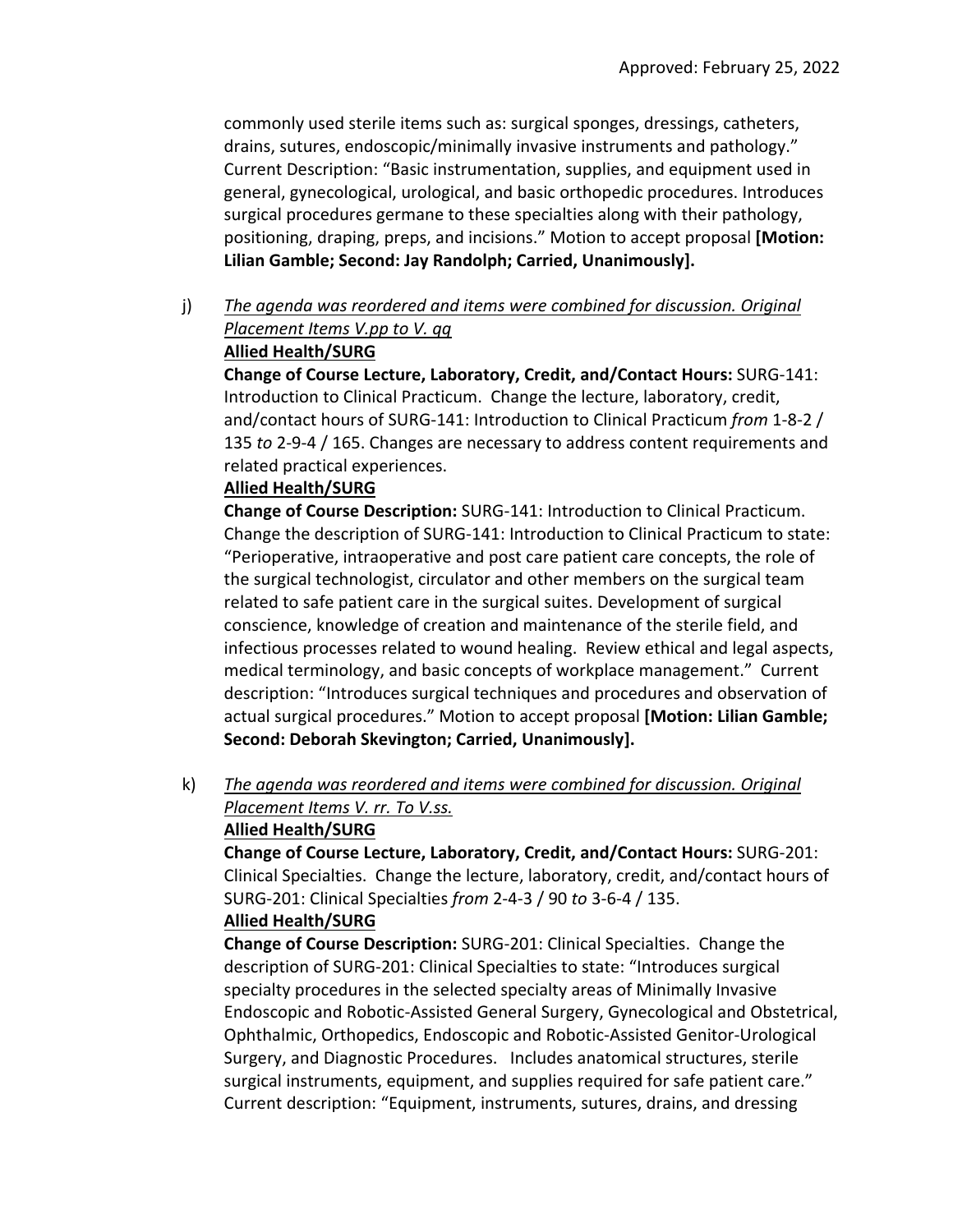commonly used sterile items such as: surgical sponges, dressings, catheters, drains, sutures, endoscopic/minimally invasive instruments and pathology." Current Description: "Basic instrumentation, supplies, and equipment used in general, gynecological, urological, and basic orthopedic procedures. Introduces surgical procedures germane to these specialties along with their pathology, positioning, draping, preps, and incisions." Motion to accept proposal **[Motion: Lilian Gamble; Second: Jay Randolph; Carried, Unanimously].**

j) *The agenda was reordered and items were combined for discussion. Original Placement Items V.pp to V. qq*

**Allied Health/SURG**

**Change of Course Lecture, Laboratory, Credit, and/Contact Hours:** SURG-141: Introduction to Clinical Practicum. Change the lecture, laboratory, credit, and/contact hours of SURG-141: Introduction to Clinical Practicum *from* 1-8-2 / 135 *to* 2-9-4 / 165. Changes are necessary to address content requirements and related practical experiences.

**Allied Health/SURG**

**Change of Course Description:** SURG-141: Introduction to Clinical Practicum. Change the description of SURG-141: Introduction to Clinical Practicum to state: "Perioperative, intraoperative and post care patient care concepts, the role of the surgical technologist, circulator and other members on the surgical team related to safe patient care in the surgical suites. Development of surgical conscience, knowledge of creation and maintenance of the sterile field, and infectious processes related to wound healing. Review ethical and legal aspects, medical terminology, and basic concepts of workplace management." Current description: "Introduces surgical techniques and procedures and observation of actual surgical procedures." Motion to accept proposal **[Motion: Lilian Gamble; Second: Deborah Skevington; Carried, Unanimously].**

k) *The agenda was reordered and items were combined for discussion. Original Placement Items V. rr. To V.ss.*

**Allied Health/SURG**

**Change of Course Lecture, Laboratory, Credit, and/Contact Hours:** SURG-201: Clinical Specialties. Change the lecture, laboratory, credit, and/contact hours of SURG-201: Clinical Specialties *from* 2-4-3 / 90 *to* 3-6-4 / 135.

**Allied Health/SURG**

**Change of Course Description:** SURG-201: Clinical Specialties. Change the description of SURG-201: Clinical Specialties to state: "Introduces surgical specialty procedures in the selected specialty areas of Minimally Invasive Endoscopic and Robotic-Assisted General Surgery, Gynecological and Obstetrical, Ophthalmic, Orthopedics, Endoscopic and Robotic-Assisted Genitor-Urological Surgery, and Diagnostic Procedures. Includes anatomical structures, sterile surgical instruments, equipment, and supplies required for safe patient care." Current description: "Equipment, instruments, sutures, drains, and dressing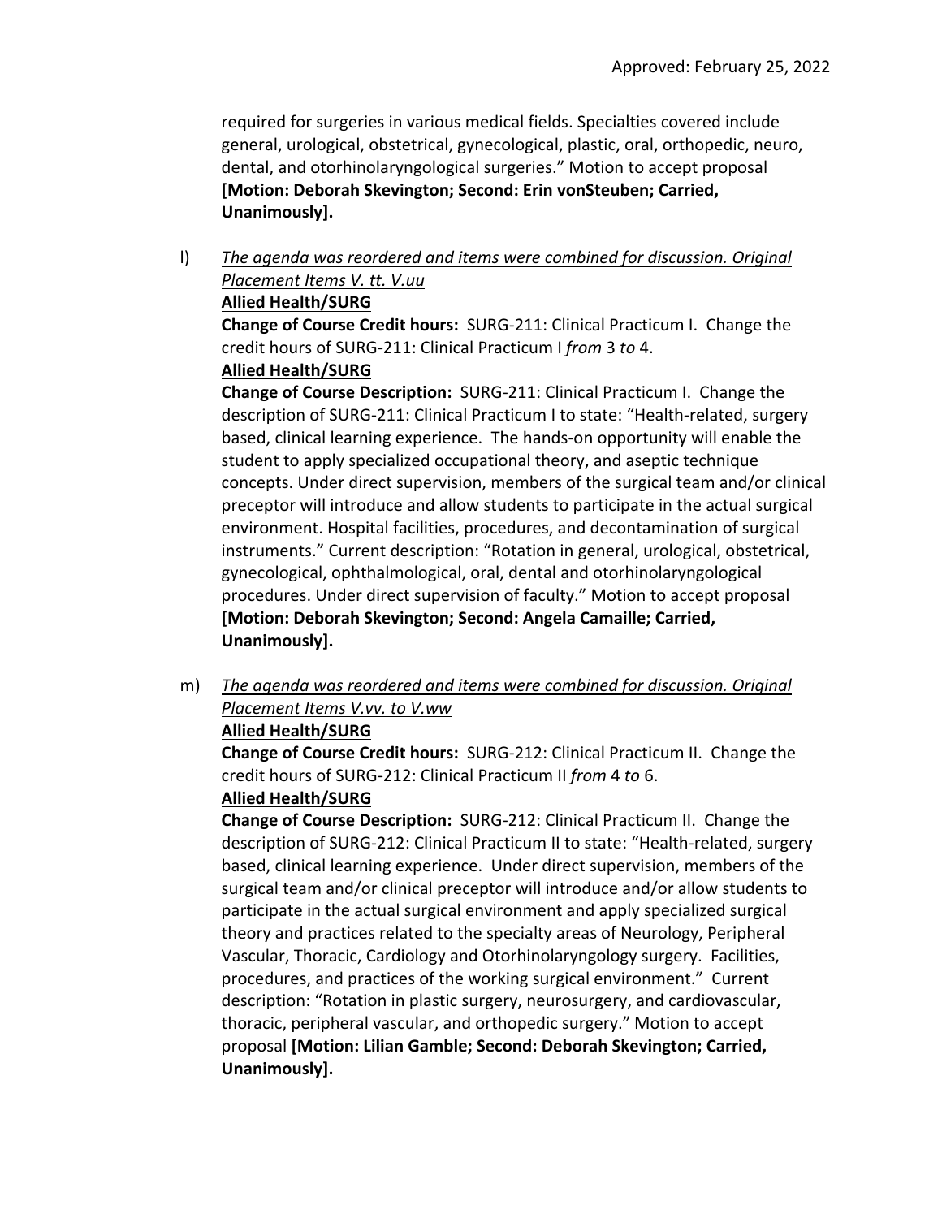required for surgeries in various medical fields. Specialties covered include general, urological, obstetrical, gynecological, plastic, oral, orthopedic, neuro, dental, and otorhinolaryngological surgeries." Motion to accept proposal **[Motion: Deborah Skevington; Second: Erin vonSteuben; Carried, Unanimously].**

l) _The agenda was reordered and items were combined for discussion. Original Placement Items V. tt. V.uu_

**Allied Health/SURG**

**Change of Course Credit hours:** SURG-211: Clinical Practicum I. Change the credit hours of SURG-211: Clinical Practicum I *from* 3 *to* 4.

**Allied Health/SURG**

**Change of Course Description:** SURG-211: Clinical Practicum I. Change the description of SURG-211: Clinical Practicum I to state: "Health-related, surgery based, clinical learning experience. The hands-on opportunity will enable the student to apply specialized occupational theory, and aseptic technique concepts. Under direct supervision, members of the surgical team and/or clinical preceptor will introduce and allow students to participate in the actual surgical environment. Hospital facilities, procedures, and decontamination of surgical instruments." Current description: "Rotation in general, urological, obstetrical, gynecological, ophthalmological, oral, dental and otorhinolaryngological procedures. Under direct supervision of faculty." Motion to accept proposal **[Motion: Deborah Skevington; Second: Angela Camaille; Carried, Unanimously].**

m) _The agenda was reordered and items were combined for discussion. Original Placement Items V.vv. to V.ww_

**Allied Health/SURG**

**Change of Course Credit hours:** SURG-212: Clinical Practicum II. Change the credit hours of SURG-212: Clinical Practicum II *from* 4 *to* 6.

**Allied Health/SURG**

**Change of Course Description:** SURG-212: Clinical Practicum II. Change the description of SURG-212: Clinical Practicum II to state: "Health-related, surgery based, clinical learning experience. Under direct supervision, members of the surgical team and/or clinical preceptor will introduce and/or allow students to participate in the actual surgical environment and apply specialized surgical theory and practices related to the specialty areas of Neurology, Peripheral Vascular, Thoracic, Cardiology and Otorhinolaryngology surgery. Facilities, procedures, and practices of the working surgical environment." Current description: "Rotation in plastic surgery, neurosurgery, and cardiovascular, thoracic, peripheral vascular, and orthopedic surgery." Motion to accept proposal **[Motion: Lilian Gamble; Second: Deborah Skevington; Carried, Unanimously].**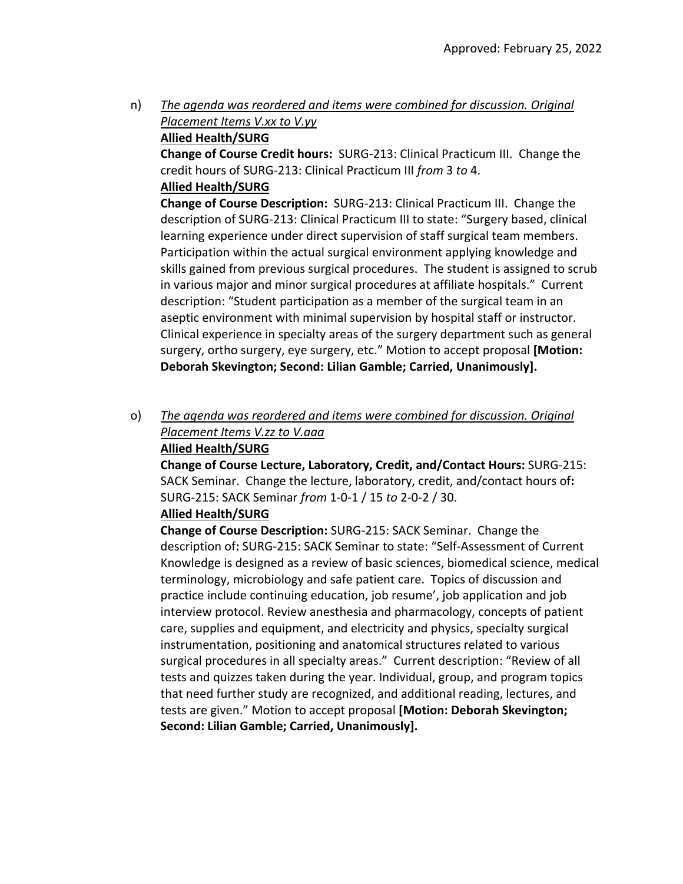Approved: February 25, 2022

n) _The agenda was reordered and items were combined for discussion. Original Placement Items V.xx to V.yy_

**Allied Health/SURG**

**Change of Course Credit hours:** SURG-213: Clinical Practicum III. Change the credit hours of SURG-213: Clinical Practicum III *from* 3 *to* 4.

**Allied Health/SURG**

**Change of Course Description:** SURG-213: Clinical Practicum III. Change the description of SURG-213: Clinical Practicum III to state: "Surgery based, clinical learning experience under direct supervision of staff surgical team members. Participation within the actual surgical environment applying knowledge and skills gained from previous surgical procedures. The student is assigned to scrub in various major and minor surgical procedures at affiliate hospitals." Current description: "Student participation as a member of the surgical team in an aseptic environment with minimal supervision by hospital staff or instructor. Clinical experience in specialty areas of the surgery department such as general surgery, ortho surgery, eye surgery, etc." Motion to accept proposal **[Motion: Deborah Skevington; Second: Lilian Gamble; Carried, Unanimously].**

o) _The agenda was reordered and items were combined for discussion. Original Placement Items V.zz to V.aaa_

**Allied Health/SURG**

**Change of Course Lecture, Laboratory, Credit, and/Contact Hours:** SURG-215: SACK Seminar. Change the lecture, laboratory, credit, and/contact hours of**:** SURG-215: SACK Seminar *from* 1-0-1 / 15 *to* 2-0-2 / 30.

**Allied Health/SURG**

**Change of Course Description:** SURG-215: SACK Seminar. Change the description of**:** SURG-215: SACK Seminar to state: "Self-Assessment of Current Knowledge is designed as a review of basic sciences, biomedical science, medical terminology, microbiology and safe patient care. Topics of discussion and practice include continuing education, job resume', job application and job interview protocol. Review anesthesia and pharmacology, concepts of patient care, supplies and equipment, and electricity and physics, specialty surgical instrumentation, positioning and anatomical structures related to various surgical procedures in all specialty areas." Current description: "Review of all tests and quizzes taken during the year. Individual, group, and program topics that need further study are recognized, and additional reading, lectures, and tests are given." Motion to accept proposal **[Motion: Deborah Skevington; Second: Lilian Gamble; Carried, Unanimously].**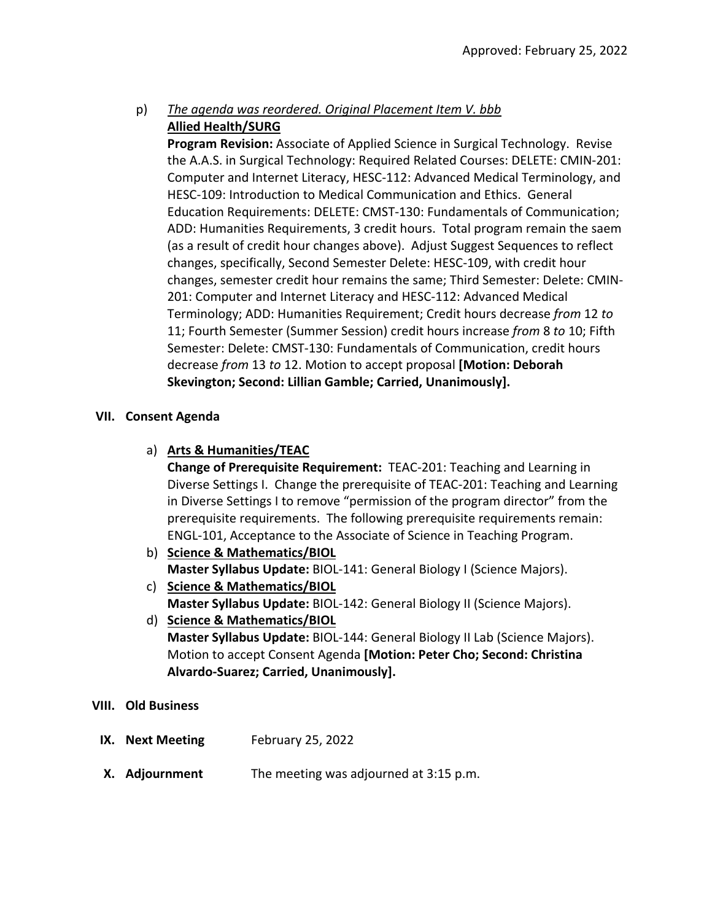Approved: February 25, 2022

p) *The agenda was reordered. Original Placement Item V. bbb*
**Allied Health/SURG**
**Program Revision:** Associate of Applied Science in Surgical Technology. Revise the A.A.S. in Surgical Technology: Required Related Courses: DELETE: CMIN-201: Computer and Internet Literacy, HESC-112: Advanced Medical Terminology, and HESC-109: Introduction to Medical Communication and Ethics. General Education Requirements: DELETE: CMST-130: Fundamentals of Communication; ADD: Humanities Requirements, 3 credit hours. Total program remain the saem (as a result of credit hour changes above). Adjust Suggest Sequences to reflect changes, specifically, Second Semester Delete: HESC-109, with credit hour changes, semester credit hour remains the same; Third Semester: Delete: CMIN-201: Computer and Internet Literacy and HESC-112: Advanced Medical Terminology; ADD: Humanities Requirement; Credit hours decrease *from* 12 *to* 11; Fourth Semester (Summer Session) credit hours increase *from* 8 *to* 10; Fifth Semester: Delete: CMST-130: Fundamentals of Communication, credit hours decrease *from* 13 *to* 12. Motion to accept proposal **[Motion: Deborah Skevington; Second: Lillian Gamble; Carried, Unanimously].**

## VII. Consent Agenda

a) **Arts & Humanities/TEAC**
**Change of Prerequisite Requirement:** TEAC-201: Teaching and Learning in Diverse Settings I. Change the prerequisite of TEAC-201: Teaching and Learning in Diverse Settings I to remove "permission of the program director" from the prerequisite requirements. The following prerequisite requirements remain: ENGL-101, Acceptance to the Associate of Science in Teaching Program.

b) **Science & Mathematics/BIOL**
**Master Syllabus Update:** BIOL-141: General Biology I (Science Majors).

c) **Science & Mathematics/BIOL**
**Master Syllabus Update:** BIOL-142: General Biology II (Science Majors).

d) **Science & Mathematics/BIOL**
**Master Syllabus Update:** BIOL-144: General Biology II Lab (Science Majors).
Motion to accept Consent Agenda **[Motion: Peter Cho; Second: Christina Alvardo-Suarez; Carried, Unanimously].**

## VIII. Old Business

## IX. Next Meeting

February 25, 2022

## X. Adjournment

The meeting was adjourned at 3:15 p.m.